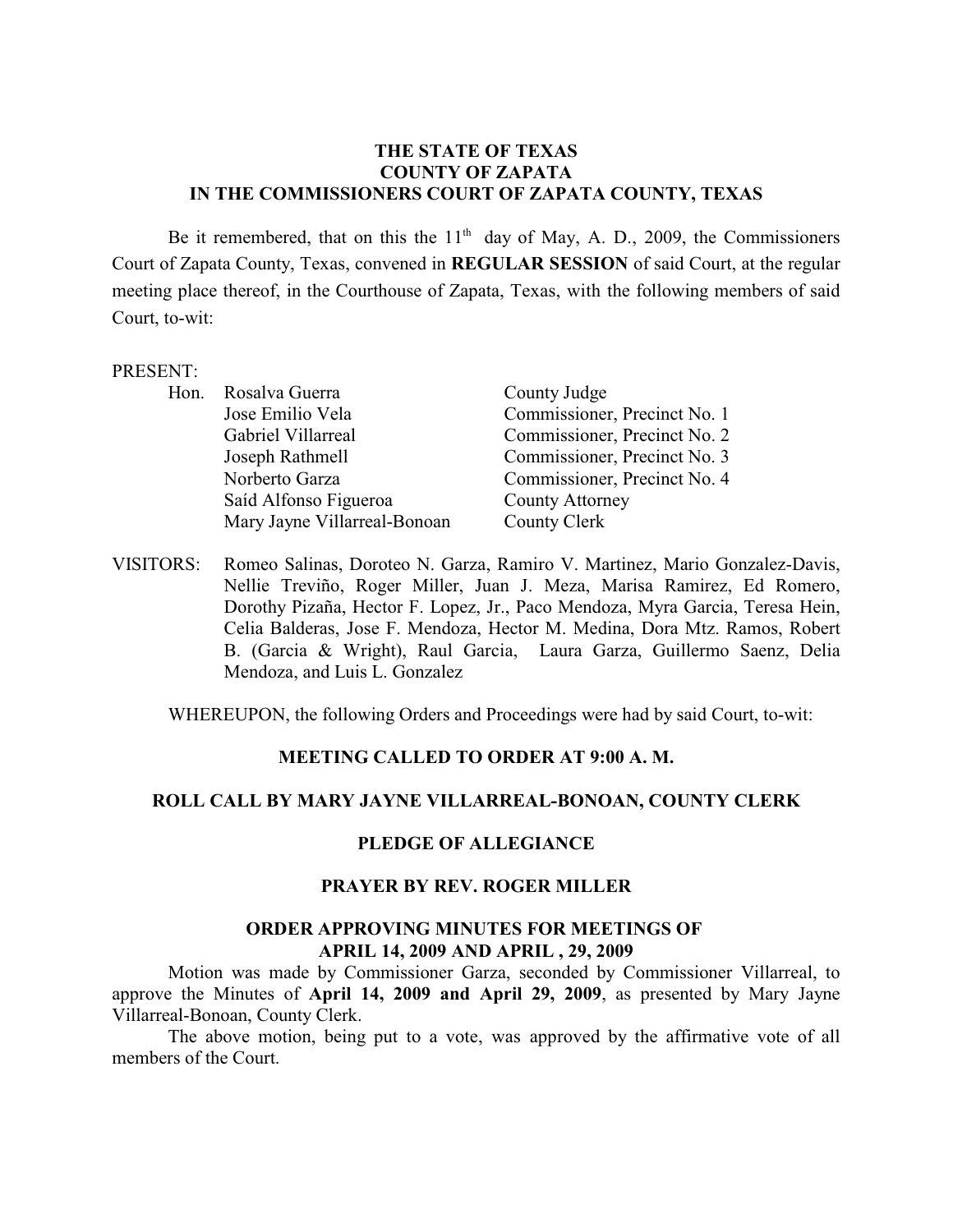**THE STATE OF TEXAS**
**COUNTY OF ZAPATA**
**IN THE COMMISSIONERS COURT OF ZAPATA COUNTY, TEXAS**

Be it remembered, that on this the 11th day of May, A. D., 2009, the Commissioners Court of Zapata County, Texas, convened in **REGULAR SESSION** of said Court, at the regular meeting place thereof, in the Courthouse of Zapata, Texas, with the following members of said Court, to-wit:

PRESENT:

| | | |
|---|---|---|
| Hon. | Rosalva Guerra | County Judge |
| | Jose Emilio Vela | Commissioner, Precinct No. 1 |
| | Gabriel Villarreal | Commissioner, Precinct No. 2 |
| | Joseph Rathmell | Commissioner, Precinct No. 3 |
| | Norberto Garza | Commissioner, Precinct No. 4 |
| | Saíd Alfonso Figueroa | County Attorney |
| | Mary Jayne Villarreal-Bonoan | County Clerk |

VISITORS: Romeo Salinas, Doroteo N. Garza, Ramiro V. Martinez, Mario Gonzalez-Davis, Nellie Treviño, Roger Miller, Juan J. Meza, Marisa Ramirez, Ed Romero, Dorothy Pizaña, Hector F. Lopez, Jr., Paco Mendoza, Myra Garcia, Teresa Hein, Celia Balderas, Jose F. Mendoza, Hector M. Medina, Dora Mtz. Ramos, Robert B. (Garcia & Wright), Raul Garcia, Laura Garza, Guillermo Saenz, Delia Mendoza, and Luis L. Gonzalez

WHEREUPON, the following Orders and Proceedings were had by said Court, to-wit:

**MEETING CALLED TO ORDER AT 9:00 A. M.**

**ROLL CALL BY MARY JAYNE VILLARREAL-BONOAN, COUNTY CLERK**

**PLEDGE OF ALLEGIANCE**

**PRAYER BY REV. ROGER MILLER**

**ORDER APPROVING MINUTES FOR MEETINGS OF APRIL 14, 2009 AND APRIL , 29, 2009**

Motion was made by Commissioner Garza, seconded by Commissioner Villarreal, to approve the Minutes of **April 14, 2009 and April 29, 2009**, as presented by Mary Jayne Villarreal-Bonoan, County Clerk.

The above motion, being put to a vote, was approved by the affirmative vote of all members of the Court.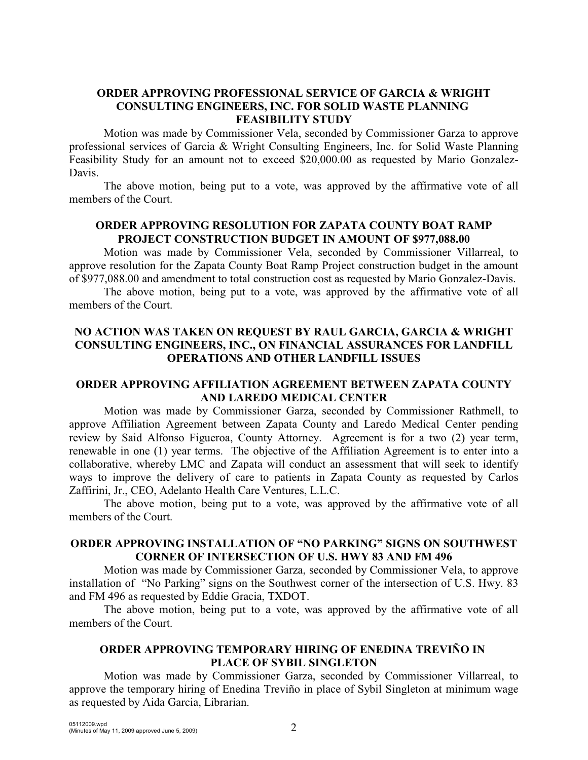### ORDER APPROVING PROFESSIONAL SERVICE OF GARCIA & WRIGHT CONSULTING ENGINEERS, INC. FOR SOLID WASTE PLANNING FEASIBILITY STUDY

Motion was made by Commissioner Vela, seconded by Commissioner Garza to approve professional services of Garcia & Wright Consulting Engineers, Inc. for Solid Waste Planning Feasibility Study for an amount not to exceed $20,000.00 as requested by Mario Gonzalez-Davis.

The above motion, being put to a vote, was approved by the affirmative vote of all members of the Court.

### ORDER APPROVING RESOLUTION FOR ZAPATA COUNTY BOAT RAMP PROJECT CONSTRUCTION BUDGET IN AMOUNT OF $977,088.00

Motion was made by Commissioner Vela, seconded by Commissioner Villarreal, to approve resolution for the Zapata County Boat Ramp Project construction budget in the amount of $977,088.00 and amendment to total construction cost as requested by Mario Gonzalez-Davis.

The above motion, being put to a vote, was approved by the affirmative vote of all members of the Court.

### NO ACTION WAS TAKEN ON REQUEST BY RAUL GARCIA, GARCIA & WRIGHT CONSULTING ENGINEERS, INC., ON FINANCIAL ASSURANCES FOR LANDFILL OPERATIONS AND OTHER LANDFILL ISSUES

### ORDER APPROVING AFFILIATION AGREEMENT BETWEEN ZAPATA COUNTY AND LAREDO MEDICAL CENTER

Motion was made by Commissioner Garza, seconded by Commissioner Rathmell, to approve Affiliation Agreement between Zapata County and Laredo Medical Center pending review by Said Alfonso Figueroa, County Attorney. Agreement is for a two (2) year term, renewable in one (1) year terms. The objective of the Affiliation Agreement is to enter into a collaborative, whereby LMC and Zapata will conduct an assessment that will seek to identify ways to improve the delivery of care to patients in Zapata County as requested by Carlos Zaffirini, Jr., CEO, Adelanto Health Care Ventures, L.L.C.

The above motion, being put to a vote, was approved by the affirmative vote of all members of the Court.

### ORDER APPROVING INSTALLATION OF "NO PARKING" SIGNS ON SOUTHWEST CORNER OF INTERSECTION OF U.S. HWY 83 AND FM 496

Motion was made by Commissioner Garza, seconded by Commissioner Vela, to approve installation of "No Parking" signs on the Southwest corner of the intersection of U.S. Hwy. 83 and FM 496 as requested by Eddie Gracia, TXDOT.

The above motion, being put to a vote, was approved by the affirmative vote of all members of the Court.

### ORDER APPROVING TEMPORARY HIRING OF ENEDINA TREVIÑO IN PLACE OF SYBIL SINGLETON

Motion was made by Commissioner Garza, seconded by Commissioner Villarreal, to approve the temporary hiring of Enedina Treviño in place of Sybil Singleton at minimum wage as requested by Aida Garcia, Librarian.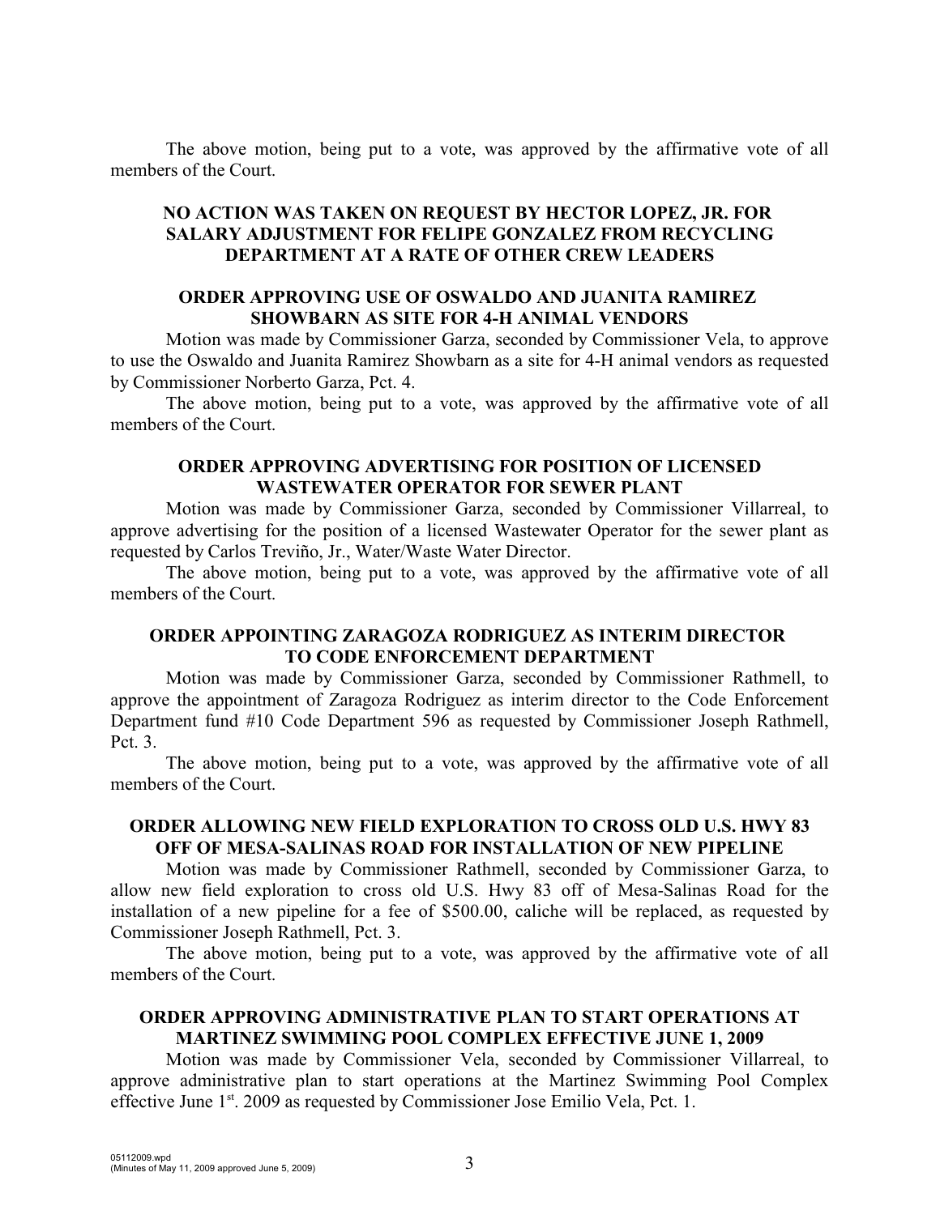The above motion, being put to a vote, was approved by the affirmative vote of all members of the Court.

## NO ACTION WAS TAKEN ON REQUEST BY HECTOR LOPEZ, JR. FOR SALARY ADJUSTMENT FOR FELIPE GONZALEZ FROM RECYCLING DEPARTMENT AT A RATE OF OTHER CREW LEADERS

## ORDER APPROVING USE OF OSWALDO AND JUANITA RAMIREZ SHOWBARN AS SITE FOR 4-H ANIMAL VENDORS

Motion was made by Commissioner Garza, seconded by Commissioner Vela, to approve to use the Oswaldo and Juanita Ramirez Showbarn as a site for 4-H animal vendors as requested by Commissioner Norberto Garza, Pct. 4.

The above motion, being put to a vote, was approved by the affirmative vote of all members of the Court.

## ORDER APPROVING ADVERTISING FOR POSITION OF LICENSED WASTEWATER OPERATOR FOR SEWER PLANT

Motion was made by Commissioner Garza, seconded by Commissioner Villarreal, to approve advertising for the position of a licensed Wastewater Operator for the sewer plant as requested by Carlos Treviño, Jr., Water/Waste Water Director.

The above motion, being put to a vote, was approved by the affirmative vote of all members of the Court.

## ORDER APPOINTING ZARAGOZA RODRIGUEZ AS INTERIM DIRECTOR TO CODE ENFORCEMENT DEPARTMENT

Motion was made by Commissioner Garza, seconded by Commissioner Rathmell, to approve the appointment of Zaragoza Rodriguez as interim director to the Code Enforcement Department fund #10 Code Department 596 as requested by Commissioner Joseph Rathmell, Pct. 3.

The above motion, being put to a vote, was approved by the affirmative vote of all members of the Court.

## ORDER ALLOWING NEW FIELD EXPLORATION TO CROSS OLD U.S. HWY 83 OFF OF MESA-SALINAS ROAD FOR INSTALLATION OF NEW PIPELINE

Motion was made by Commissioner Rathmell, seconded by Commissioner Garza, to allow new field exploration to cross old U.S. Hwy 83 off of Mesa-Salinas Road for the installation of a new pipeline for a fee of $500.00, caliche will be replaced, as requested by Commissioner Joseph Rathmell, Pct. 3.

The above motion, being put to a vote, was approved by the affirmative vote of all members of the Court.

## ORDER APPROVING ADMINISTRATIVE PLAN TO START OPERATIONS AT MARTINEZ SWIMMING POOL COMPLEX EFFECTIVE JUNE 1, 2009

Motion was made by Commissioner Vela, seconded by Commissioner Villarreal, to approve administrative plan to start operations at the Martinez Swimming Pool Complex effective June 1st. 2009 as requested by Commissioner Jose Emilio Vela, Pct. 1.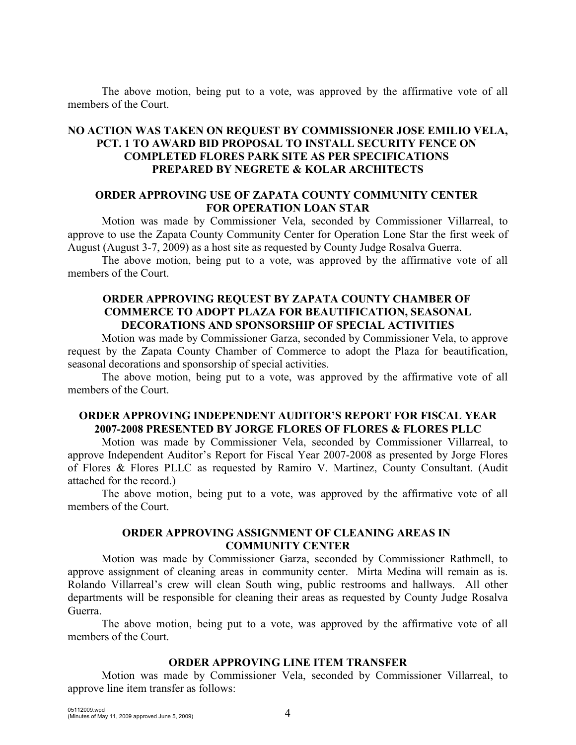The above motion, being put to a vote, was approved by the affirmative vote of all members of the Court.

**NO ACTION WAS TAKEN ON REQUEST BY COMMISSIONER JOSE EMILIO VELA, PCT. 1 TO AWARD BID PROPOSAL TO INSTALL SECURITY FENCE ON COMPLETED FLORES PARK SITE AS PER SPECIFICATIONS PREPARED BY NEGRETE & KOLAR ARCHITECTS**

**ORDER APPROVING USE OF ZAPATA COUNTY COMMUNITY CENTER FOR OPERATION LOAN STAR**

Motion was made by Commissioner Vela, seconded by Commissioner Villarreal, to approve to use the Zapata County Community Center for Operation Lone Star the first week of August (August 3-7, 2009) as a host site as requested by County Judge Rosalva Guerra.

The above motion, being put to a vote, was approved by the affirmative vote of all members of the Court.

**ORDER APPROVING REQUEST BY ZAPATA COUNTY CHAMBER OF COMMERCE TO ADOPT PLAZA FOR BEAUTIFICATION, SEASONAL DECORATIONS AND SPONSORSHIP OF SPECIAL ACTIVITIES**

Motion was made by Commissioner Garza, seconded by Commissioner Vela, to approve request by the Zapata County Chamber of Commerce to adopt the Plaza for beautification, seasonal decorations and sponsorship of special activities.

The above motion, being put to a vote, was approved by the affirmative vote of all members of the Court.

**ORDER APPROVING INDEPENDENT AUDITOR'S REPORT FOR FISCAL YEAR 2007-2008 PRESENTED BY JORGE FLORES OF FLORES & FLORES PLLC**

Motion was made by Commissioner Vela, seconded by Commissioner Villarreal, to approve Independent Auditor's Report for Fiscal Year 2007-2008 as presented by Jorge Flores of Flores & Flores PLLC as requested by Ramiro V. Martinez, County Consultant. (Audit attached for the record.)

The above motion, being put to a vote, was approved by the affirmative vote of all members of the Court.

**ORDER APPROVING ASSIGNMENT OF CLEANING AREAS IN COMMUNITY CENTER**

Motion was made by Commissioner Garza, seconded by Commissioner Rathmell, to approve assignment of cleaning areas in community center. Mirta Medina will remain as is. Rolando Villarreal's crew will clean South wing, public restrooms and hallways. All other departments will be responsible for cleaning their areas as requested by County Judge Rosalva Guerra.

The above motion, being put to a vote, was approved by the affirmative vote of all members of the Court.

**ORDER APPROVING LINE ITEM TRANSFER**

Motion was made by Commissioner Vela, seconded by Commissioner Villarreal, to approve line item transfer as follows: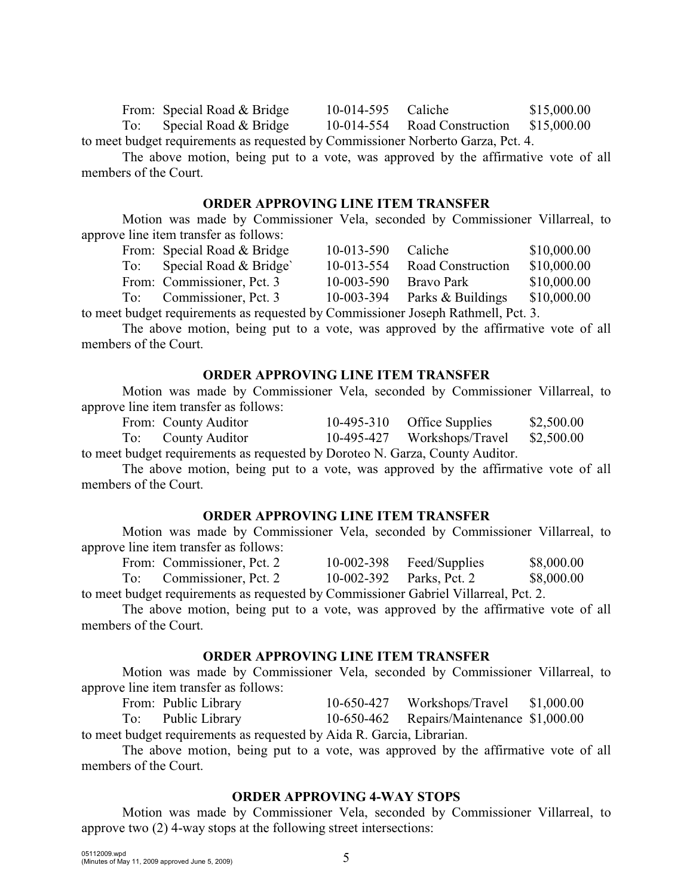| | | | | |
|---|---|---|---|---|
| From: | Special Road & Bridge | 10-014-595 | Caliche | $15,000.00 |
| To: | Special Road & Bridge | 10-014-554 | Road Construction | $15,000.00 |

to meet budget requirements as requested by Commissioner Norberto Garza, Pct. 4.

The above motion, being put to a vote, was approved by the affirmative vote of all members of the Court.

### ORDER APPROVING LINE ITEM TRANSFER

Motion was made by Commissioner Vela, seconded by Commissioner Villarreal, to approve line item transfer as follows:

| | | | | |
|---|---|---|---|---|
| From: | Special Road & Bridge | 10-013-590 | Caliche | $10,000.00 |
| To: | Special Road & Bridge` | 10-013-554 | Road Construction | $10,000.00 |
| From: | Commissioner, Pct. 3 | 10-003-590 | Bravo Park | $10,000.00 |
| To: | Commissioner, Pct. 3 | 10-003-394 | Parks & Buildings | $10,000.00 |

to meet budget requirements as requested by Commissioner Joseph Rathmell, Pct. 3.

The above motion, being put to a vote, was approved by the affirmative vote of all members of the Court.

### ORDER APPROVING LINE ITEM TRANSFER

Motion was made by Commissioner Vela, seconded by Commissioner Villarreal, to approve line item transfer as follows:

| | | | | |
|---|---|---|---|---|
| From: | County Auditor | 10-495-310 | Office Supplies | $2,500.00 |
| To: | County Auditor | 10-495-427 | Workshops/Travel | $2,500.00 |

to meet budget requirements as requested by Doroteo N. Garza, County Auditor.

The above motion, being put to a vote, was approved by the affirmative vote of all members of the Court.

### ORDER APPROVING LINE ITEM TRANSFER

Motion was made by Commissioner Vela, seconded by Commissioner Villarreal, to approve line item transfer as follows:

| | | | | |
|---|---|---|---|---|
| From: | Commissioner, Pct. 2 | 10-002-398 | Feed/Supplies | $8,000.00 |
| To: | Commissioner, Pct. 2 | 10-002-392 | Parks, Pct. 2 | $8,000.00 |

to meet budget requirements as requested by Commissioner Gabriel Villarreal, Pct. 2.

The above motion, being put to a vote, was approved by the affirmative vote of all members of the Court.

### ORDER APPROVING LINE ITEM TRANSFER

Motion was made by Commissioner Vela, seconded by Commissioner Villarreal, to approve line item transfer as follows:

| | | | | |
|---|---|---|---|---|
| From: | Public Library | 10-650-427 | Workshops/Travel | $1,000.00 |
| To: | Public Library | 10-650-462 | Repairs/Maintenance | $1,000.00 |

to meet budget requirements as requested by Aida R. Garcia, Librarian.

The above motion, being put to a vote, was approved by the affirmative vote of all members of the Court.

### ORDER APPROVING 4-WAY STOPS

Motion was made by Commissioner Vela, seconded by Commissioner Villarreal, to approve two (2) 4-way stops at the following street intersections:

05112009.wpd
(Minutes of May 11, 2009 approved June 5, 2009)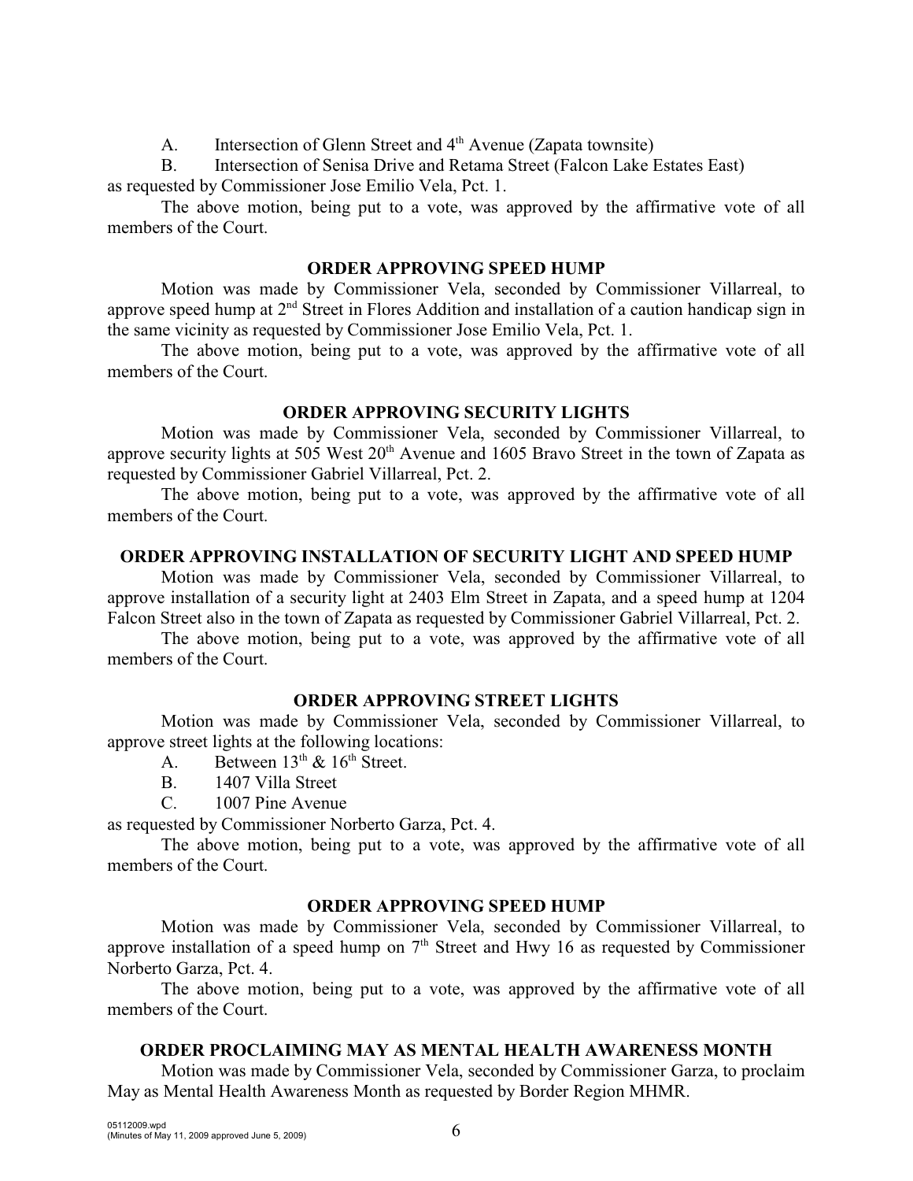A. Intersection of Glenn Street and 4th Avenue (Zapata townsite)

B. Intersection of Senisa Drive and Retama Street (Falcon Lake Estates East)

as requested by Commissioner Jose Emilio Vela, Pct. 1.

The above motion, being put to a vote, was approved by the affirmative vote of all members of the Court.

**ORDER APPROVING SPEED HUMP**

Motion was made by Commissioner Vela, seconded by Commissioner Villarreal, to approve speed hump at 2nd Street in Flores Addition and installation of a caution handicap sign in the same vicinity as requested by Commissioner Jose Emilio Vela, Pct. 1.

The above motion, being put to a vote, was approved by the affirmative vote of all members of the Court.

**ORDER APPROVING SECURITY LIGHTS**

Motion was made by Commissioner Vela, seconded by Commissioner Villarreal, to approve security lights at 505 West 20th Avenue and 1605 Bravo Street in the town of Zapata as requested by Commissioner Gabriel Villarreal, Pct. 2.

The above motion, being put to a vote, was approved by the affirmative vote of all members of the Court.

**ORDER APPROVING INSTALLATION OF SECURITY LIGHT AND SPEED HUMP**

Motion was made by Commissioner Vela, seconded by Commissioner Villarreal, to approve installation of a security light at 2403 Elm Street in Zapata, and a speed hump at 1204 Falcon Street also in the town of Zapata as requested by Commissioner Gabriel Villarreal, Pct. 2.

The above motion, being put to a vote, was approved by the affirmative vote of all members of the Court.

**ORDER APPROVING STREET LIGHTS**

Motion was made by Commissioner Vela, seconded by Commissioner Villarreal, to approve street lights at the following locations:

A. Between 13th & 16th Street.

B. 1407 Villa Street

C. 1007 Pine Avenue

as requested by Commissioner Norberto Garza, Pct. 4.

The above motion, being put to a vote, was approved by the affirmative vote of all members of the Court.

**ORDER APPROVING SPEED HUMP**

Motion was made by Commissioner Vela, seconded by Commissioner Villarreal, to approve installation of a speed hump on 7th Street and Hwy 16 as requested by Commissioner Norberto Garza, Pct. 4.

The above motion, being put to a vote, was approved by the affirmative vote of all members of the Court.

**ORDER PROCLAIMING MAY AS MENTAL HEALTH AWARENESS MONTH**

Motion was made by Commissioner Vela, seconded by Commissioner Garza, to proclaim May as Mental Health Awareness Month as requested by Border Region MHMR.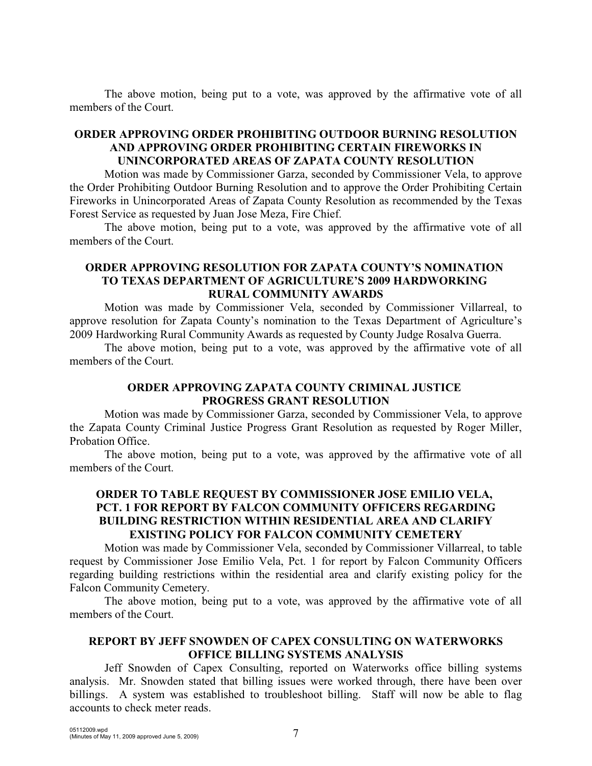The above motion, being put to a vote, was approved by the affirmative vote of all members of the Court.

### ORDER APPROVING ORDER PROHIBITING OUTDOOR BURNING RESOLUTION AND APPROVING ORDER PROHIBITING CERTAIN FIREWORKS IN UNINCORPORATED AREAS OF ZAPATA COUNTY RESOLUTION

Motion was made by Commissioner Garza, seconded by Commissioner Vela, to approve the Order Prohibiting Outdoor Burning Resolution and to approve the Order Prohibiting Certain Fireworks in Unincorporated Areas of Zapata County Resolution as recommended by the Texas Forest Service as requested by Juan Jose Meza, Fire Chief.

The above motion, being put to a vote, was approved by the affirmative vote of all members of the Court.

### ORDER APPROVING RESOLUTION FOR ZAPATA COUNTY'S NOMINATION TO TEXAS DEPARTMENT OF AGRICULTURE'S 2009 HARDWORKING RURAL COMMUNITY AWARDS

Motion was made by Commissioner Vela, seconded by Commissioner Villarreal, to approve resolution for Zapata County's nomination to the Texas Department of Agriculture's 2009 Hardworking Rural Community Awards as requested by County Judge Rosalva Guerra.

The above motion, being put to a vote, was approved by the affirmative vote of all members of the Court.

### ORDER APPROVING ZAPATA COUNTY CRIMINAL JUSTICE PROGRESS GRANT RESOLUTION

Motion was made by Commissioner Garza, seconded by Commissioner Vela, to approve the Zapata County Criminal Justice Progress Grant Resolution as requested by Roger Miller, Probation Office.

The above motion, being put to a vote, was approved by the affirmative vote of all members of the Court.

### ORDER TO TABLE REQUEST BY COMMISSIONER JOSE EMILIO VELA, PCT. 1 FOR REPORT BY FALCON COMMUNITY OFFICERS REGARDING BUILDING RESTRICTION WITHIN RESIDENTIAL AREA AND CLARIFY EXISTING POLICY FOR FALCON COMMUNITY CEMETERY

Motion was made by Commissioner Vela, seconded by Commissioner Villarreal, to table request by Commissioner Jose Emilio Vela, Pct. 1 for report by Falcon Community Officers regarding building restrictions within the residential area and clarify existing policy for the Falcon Community Cemetery.

The above motion, being put to a vote, was approved by the affirmative vote of all members of the Court.

### REPORT BY JEFF SNOWDEN OF CAPEX CONSULTING ON WATERWORKS OFFICE BILLING SYSTEMS ANALYSIS

Jeff Snowden of Capex Consulting, reported on Waterworks office billing systems analysis. Mr. Snowden stated that billing issues were worked through, there have been over billings. A system was established to troubleshoot billing. Staff will now be able to flag accounts to check meter reads.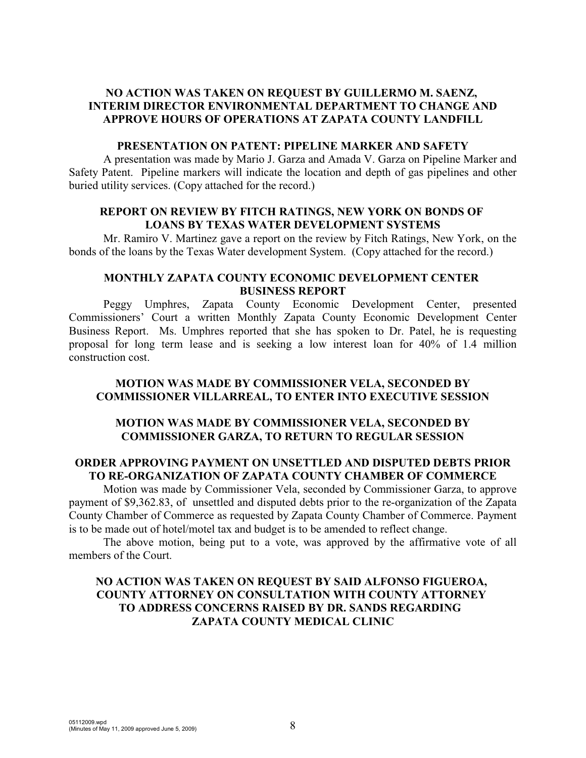**NO ACTION WAS TAKEN ON REQUEST BY GUILLERMO M. SAENZ, INTERIM DIRECTOR ENVIRONMENTAL DEPARTMENT TO CHANGE AND APPROVE HOURS OF OPERATIONS AT ZAPATA COUNTY LANDFILL**

**PRESENTATION ON PATENT: PIPELINE MARKER AND SAFETY**

A presentation was made by Mario J. Garza and Amada V. Garza on Pipeline Marker and Safety Patent. Pipeline markers will indicate the location and depth of gas pipelines and other buried utility services. (Copy attached for the record.)

**REPORT ON REVIEW BY FITCH RATINGS, NEW YORK ON BONDS OF LOANS BY TEXAS WATER DEVELOPMENT SYSTEMS**

Mr. Ramiro V. Martinez gave a report on the review by Fitch Ratings, New York, on the bonds of the loans by the Texas Water development System. (Copy attached for the record.)

**MONTHLY ZAPATA COUNTY ECONOMIC DEVELOPMENT CENTER BUSINESS REPORT**

Peggy Umphres, Zapata County Economic Development Center, presented Commissioners' Court a written Monthly Zapata County Economic Development Center Business Report. Ms. Umphres reported that she has spoken to Dr. Patel, he is requesting proposal for long term lease and is seeking a low interest loan for 40% of 1.4 million construction cost.

**MOTION WAS MADE BY COMMISSIONER VELA, SECONDED BY COMMISSIONER VILLARREAL, TO ENTER INTO EXECUTIVE SESSION**

**MOTION WAS MADE BY COMMISSIONER VELA, SECONDED BY COMMISSIONER GARZA, TO RETURN TO REGULAR SESSION**

**ORDER APPROVING PAYMENT ON UNSETTLED AND DISPUTED DEBTS PRIOR TO RE-ORGANIZATION OF ZAPATA COUNTY CHAMBER OF COMMERCE**

Motion was made by Commissioner Vela, seconded by Commissioner Garza, to approve payment of $9,362.83, of unsettled and disputed debts prior to the re-organization of the Zapata County Chamber of Commerce as requested by Zapata County Chamber of Commerce. Payment is to be made out of hotel/motel tax and budget is to be amended to reflect change.

The above motion, being put to a vote, was approved by the affirmative vote of all members of the Court.

**NO ACTION WAS TAKEN ON REQUEST BY SAID ALFONSO FIGUEROA, COUNTY ATTORNEY ON CONSULTATION WITH COUNTY ATTORNEY TO ADDRESS CONCERNS RAISED BY DR. SANDS REGARDING ZAPATA COUNTY MEDICAL CLINIC**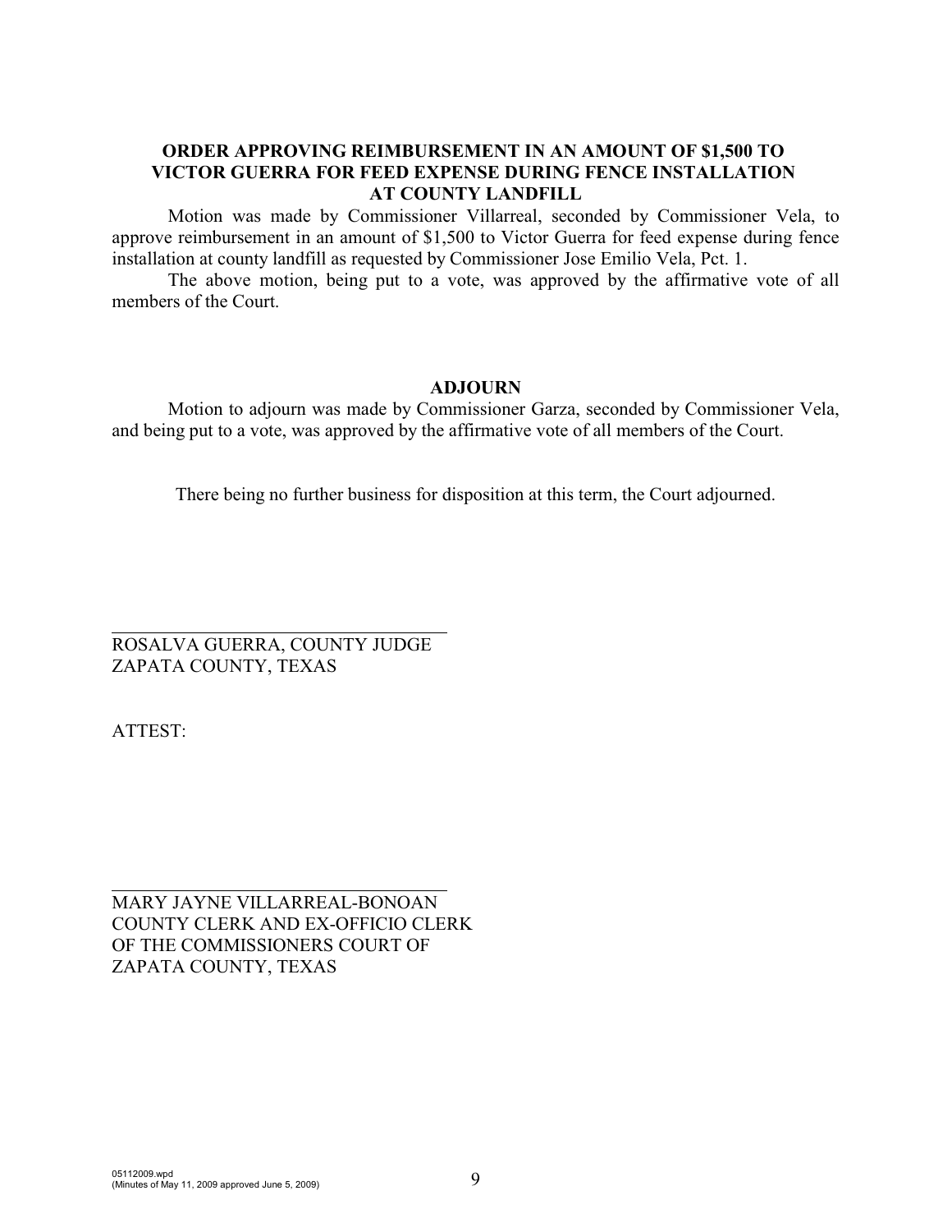**ORDER APPROVING REIMBURSEMENT IN AN AMOUNT OF $1,500 TO VICTOR GUERRA FOR FEED EXPENSE DURING FENCE INSTALLATION AT COUNTY LANDFILL**

Motion was made by Commissioner Villarreal, seconded by Commissioner Vela, to approve reimbursement in an amount of $1,500 to Victor Guerra for feed expense during fence installation at county landfill as requested by Commissioner Jose Emilio Vela, Pct. 1.

The above motion, being put to a vote, was approved by the affirmative vote of all members of the Court.

**ADJOURN**

Motion to adjourn was made by Commissioner Garza, seconded by Commissioner Vela, and being put to a vote, was approved by the affirmative vote of all members of the Court.

There being no further business for disposition at this term, the Court adjourned.

\_\_\_\_\_\_\_\_\_\_\_\_\_\_\_\_\_\_\_\_\_\_\_\_\_\_\_\_\_\_\_\_\_\_\_\_

ROSALVA GUERRA, COUNTY JUDGE
ZAPATA COUNTY, TEXAS

ATTEST:

\_\_\_\_\_\_\_\_\_\_\_\_\_\_\_\_\_\_\_\_\_\_\_\_\_\_\_\_\_\_\_\_\_\_\_\_

MARY JAYNE VILLARREAL-BONOAN
COUNTY CLERK AND EX-OFFICIO CLERK
OF THE COMMISSIONERS COURT OF
ZAPATA COUNTY, TEXAS

05112009.wpd
(Minutes of May 11, 2009 approved June 5, 2009)